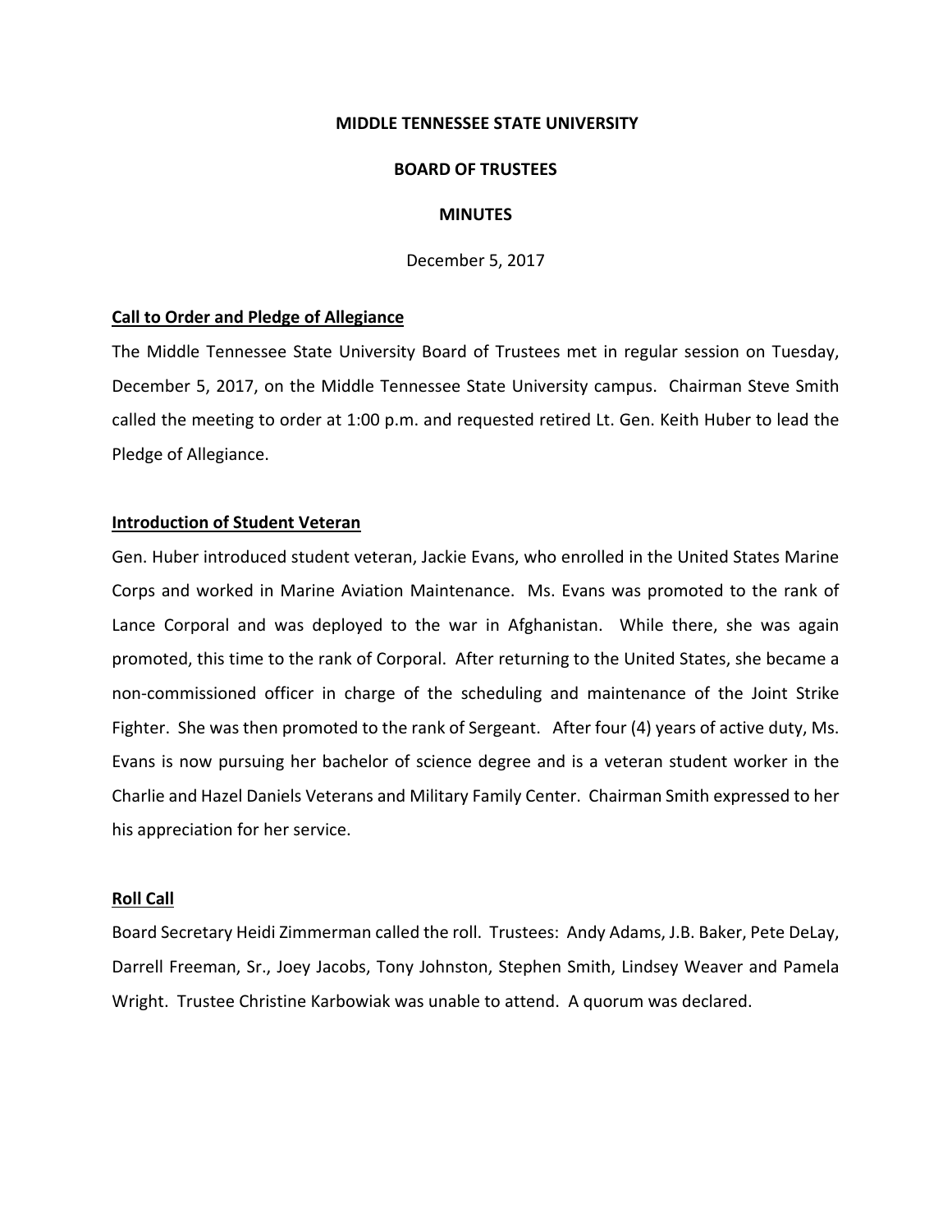# MIDDLE TENNESSEE STATE UNIVERSITY

## BOARD OF TRUSTEES

## MINUTES

December 5, 2017

### Call to Order and Pledge of Allegiance

The Middle Tennessee State University Board of Trustees met in regular session on Tuesday, December 5, 2017, on the Middle Tennessee State University campus. Chairman Steve Smith called the meeting to order at 1:00 p.m. and requested retired Lt. Gen. Keith Huber to lead the Pledge of Allegiance.

### Introduction of Student Veteran

Gen. Huber introduced student veteran, Jackie Evans, who enrolled in the United States Marine Corps and worked in Marine Aviation Maintenance. Ms. Evans was promoted to the rank of Lance Corporal and was deployed to the war in Afghanistan. While there, she was again promoted, this time to the rank of Corporal. After returning to the United States, she became a non-commissioned officer in charge of the scheduling and maintenance of the Joint Strike Fighter. She was then promoted to the rank of Sergeant. After four (4) years of active duty, Ms. Evans is now pursuing her bachelor of science degree and is a veteran student worker in the Charlie and Hazel Daniels Veterans and Military Family Center. Chairman Smith expressed to her his appreciation for her service.

### Roll Call

Board Secretary Heidi Zimmerman called the roll. Trustees: Andy Adams, J.B. Baker, Pete DeLay, Darrell Freeman, Sr., Joey Jacobs, Tony Johnston, Stephen Smith, Lindsey Weaver and Pamela Wright. Trustee Christine Karbowiak was unable to attend. A quorum was declared.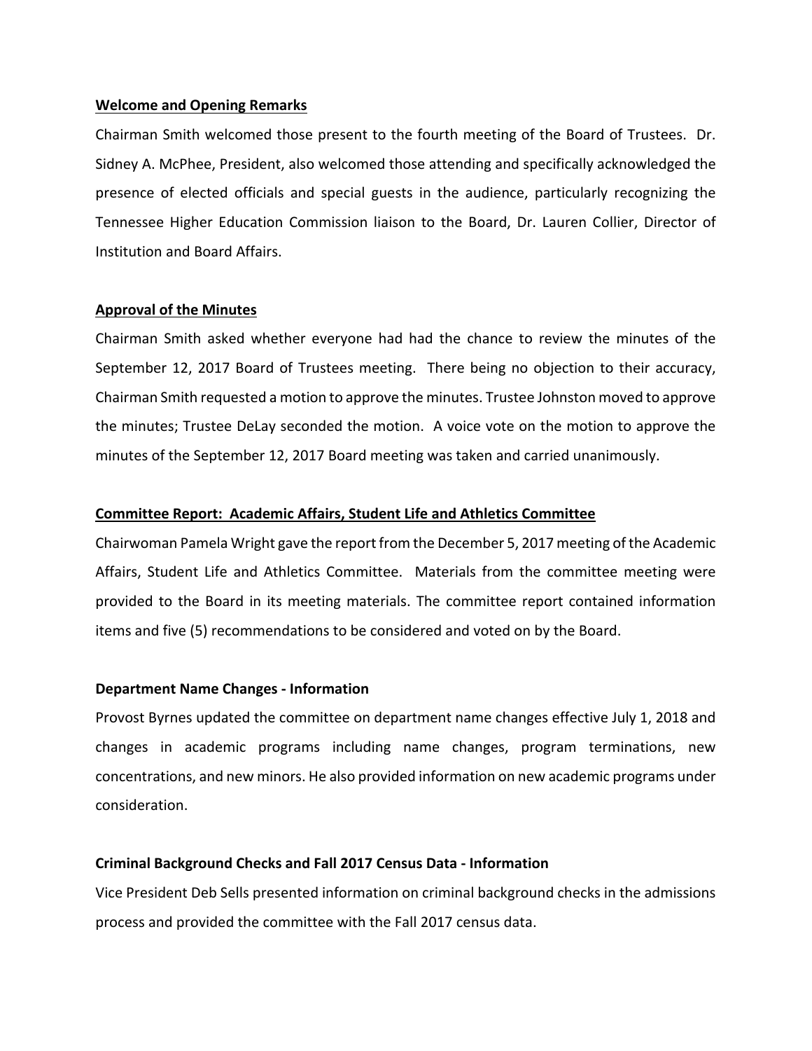**Welcome and Opening Remarks**

Chairman Smith welcomed those present to the fourth meeting of the Board of Trustees. Dr. Sidney A. McPhee, President, also welcomed those attending and specifically acknowledged the presence of elected officials and special guests in the audience, particularly recognizing the Tennessee Higher Education Commission liaison to the Board, Dr. Lauren Collier, Director of Institution and Board Affairs.

**Approval of the Minutes**

Chairman Smith asked whether everyone had had the chance to review the minutes of the September 12, 2017 Board of Trustees meeting. There being no objection to their accuracy, Chairman Smith requested a motion to approve the minutes. Trustee Johnston moved to approve the minutes; Trustee DeLay seconded the motion. A voice vote on the motion to approve the minutes of the September 12, 2017 Board meeting was taken and carried unanimously.

**Committee Report: Academic Affairs, Student Life and Athletics Committee**

Chairwoman Pamela Wright gave the report from the December 5, 2017 meeting of the Academic Affairs, Student Life and Athletics Committee. Materials from the committee meeting were provided to the Board in its meeting materials. The committee report contained information items and five (5) recommendations to be considered and voted on by the Board.

**Department Name Changes - Information**

Provost Byrnes updated the committee on department name changes effective July 1, 2018 and changes in academic programs including name changes, program terminations, new concentrations, and new minors. He also provided information on new academic programs under consideration.

**Criminal Background Checks and Fall 2017 Census Data - Information**

Vice President Deb Sells presented information on criminal background checks in the admissions process and provided the committee with the Fall 2017 census data.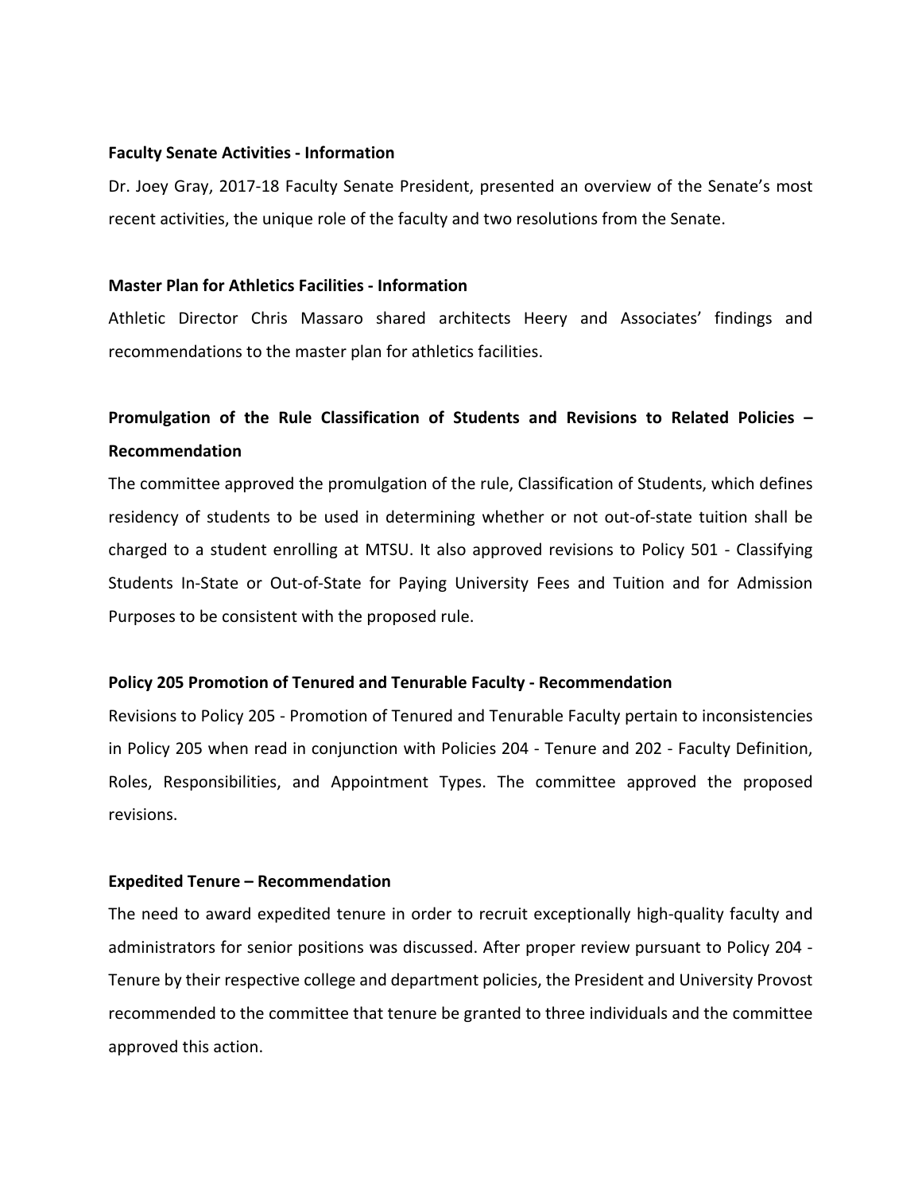**Faculty Senate Activities - Information**

Dr. Joey Gray, 2017-18 Faculty Senate President, presented an overview of the Senate's most recent activities, the unique role of the faculty and two resolutions from the Senate.

**Master Plan for Athletics Facilities - Information**

Athletic Director Chris Massaro shared architects Heery and Associates' findings and recommendations to the master plan for athletics facilities.

**Promulgation of the Rule Classification of Students and Revisions to Related Policies – Recommendation**

The committee approved the promulgation of the rule, Classification of Students, which defines residency of students to be used in determining whether or not out-of-state tuition shall be charged to a student enrolling at MTSU. It also approved revisions to Policy 501 - Classifying Students In-State or Out-of-State for Paying University Fees and Tuition and for Admission Purposes to be consistent with the proposed rule.

**Policy 205 Promotion of Tenured and Tenurable Faculty - Recommendation**

Revisions to Policy 205 - Promotion of Tenured and Tenurable Faculty pertain to inconsistencies in Policy 205 when read in conjunction with Policies 204 - Tenure and 202 - Faculty Definition, Roles, Responsibilities, and Appointment Types. The committee approved the proposed revisions.

**Expedited Tenure – Recommendation**

The need to award expedited tenure in order to recruit exceptionally high-quality faculty and administrators for senior positions was discussed. After proper review pursuant to Policy 204 - Tenure by their respective college and department policies, the President and University Provost recommended to the committee that tenure be granted to three individuals and the committee approved this action.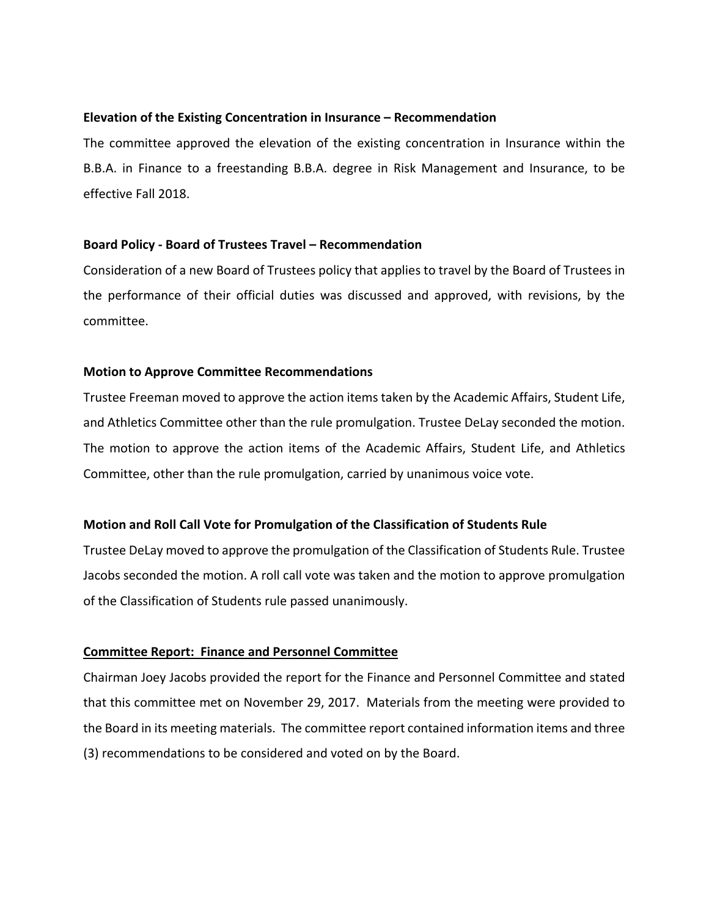**Elevation of the Existing Concentration in Insurance – Recommendation**

The committee approved the elevation of the existing concentration in Insurance within the B.B.A. in Finance to a freestanding B.B.A. degree in Risk Management and Insurance, to be effective Fall 2018.

**Board Policy - Board of Trustees Travel – Recommendation**

Consideration of a new Board of Trustees policy that applies to travel by the Board of Trustees in the performance of their official duties was discussed and approved, with revisions, by the committee.

**Motion to Approve Committee Recommendations**

Trustee Freeman moved to approve the action items taken by the Academic Affairs, Student Life, and Athletics Committee other than the rule promulgation. Trustee DeLay seconded the motion. The motion to approve the action items of the Academic Affairs, Student Life, and Athletics Committee, other than the rule promulgation, carried by unanimous voice vote.

**Motion and Roll Call Vote for Promulgation of the Classification of Students Rule**

Trustee DeLay moved to approve the promulgation of the Classification of Students Rule. Trustee Jacobs seconded the motion. A roll call vote was taken and the motion to approve promulgation of the Classification of Students rule passed unanimously.

**Committee Report: Finance and Personnel Committee**

Chairman Joey Jacobs provided the report for the Finance and Personnel Committee and stated that this committee met on November 29, 2017. Materials from the meeting were provided to the Board in its meeting materials. The committee report contained information items and three (3) recommendations to be considered and voted on by the Board.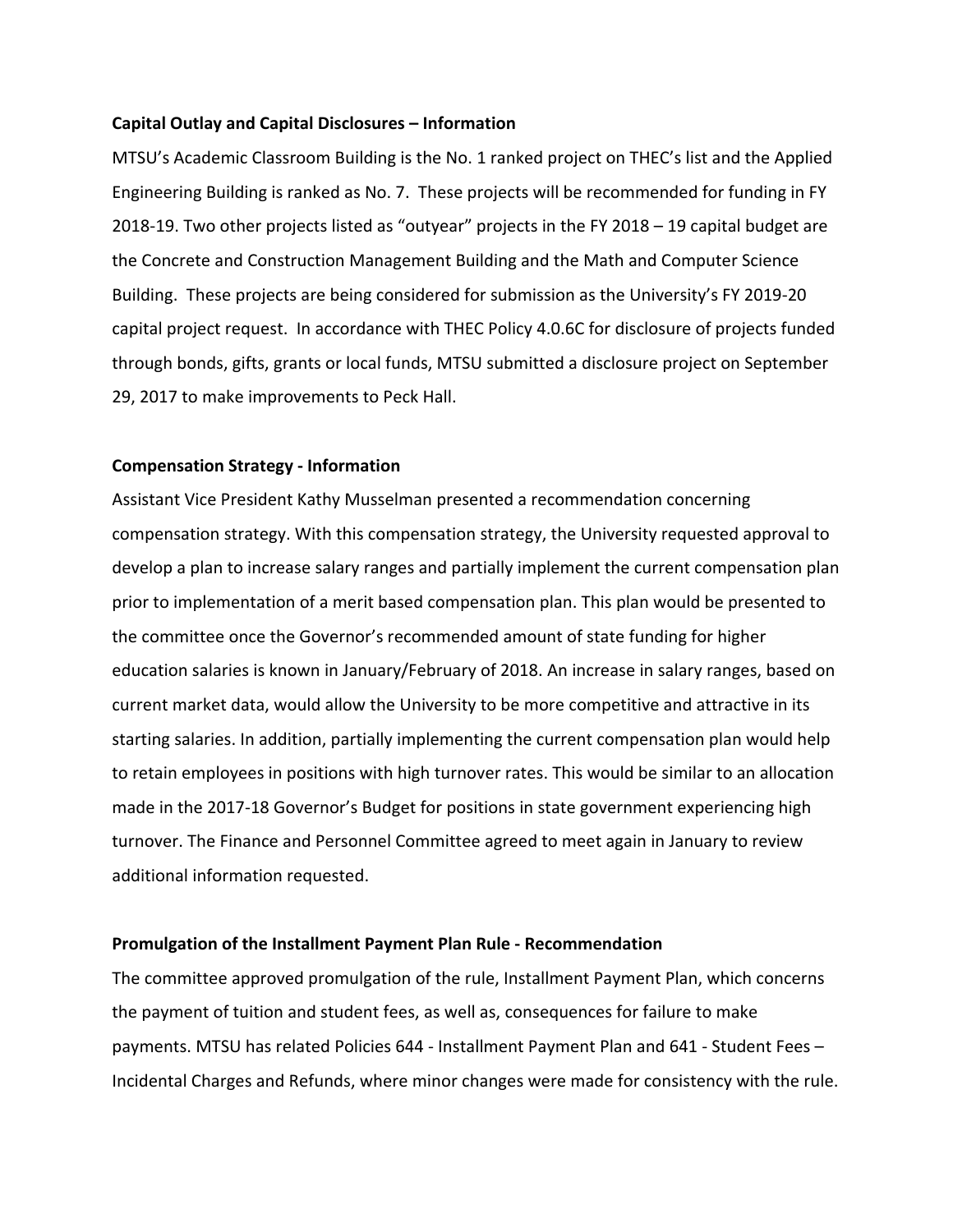**Capital Outlay and Capital Disclosures – Information**

MTSU's Academic Classroom Building is the No. 1 ranked project on THEC's list and the Applied Engineering Building is ranked as No. 7. These projects will be recommended for funding in FY 2018-19. Two other projects listed as "outyear" projects in the FY 2018 – 19 capital budget are the Concrete and Construction Management Building and the Math and Computer Science Building. These projects are being considered for submission as the University's FY 2019-20 capital project request. In accordance with THEC Policy 4.0.6C for disclosure of projects funded through bonds, gifts, grants or local funds, MTSU submitted a disclosure project on September 29, 2017 to make improvements to Peck Hall.

**Compensation Strategy - Information**

Assistant Vice President Kathy Musselman presented a recommendation concerning compensation strategy. With this compensation strategy, the University requested approval to develop a plan to increase salary ranges and partially implement the current compensation plan prior to implementation of a merit based compensation plan. This plan would be presented to the committee once the Governor's recommended amount of state funding for higher education salaries is known in January/February of 2018. An increase in salary ranges, based on current market data, would allow the University to be more competitive and attractive in its starting salaries. In addition, partially implementing the current compensation plan would help to retain employees in positions with high turnover rates. This would be similar to an allocation made in the 2017-18 Governor's Budget for positions in state government experiencing high turnover. The Finance and Personnel Committee agreed to meet again in January to review additional information requested.

**Promulgation of the Installment Payment Plan Rule - Recommendation**

The committee approved promulgation of the rule, Installment Payment Plan, which concerns the payment of tuition and student fees, as well as, consequences for failure to make payments. MTSU has related Policies 644 - Installment Payment Plan and 641 - Student Fees – Incidental Charges and Refunds, where minor changes were made for consistency with the rule.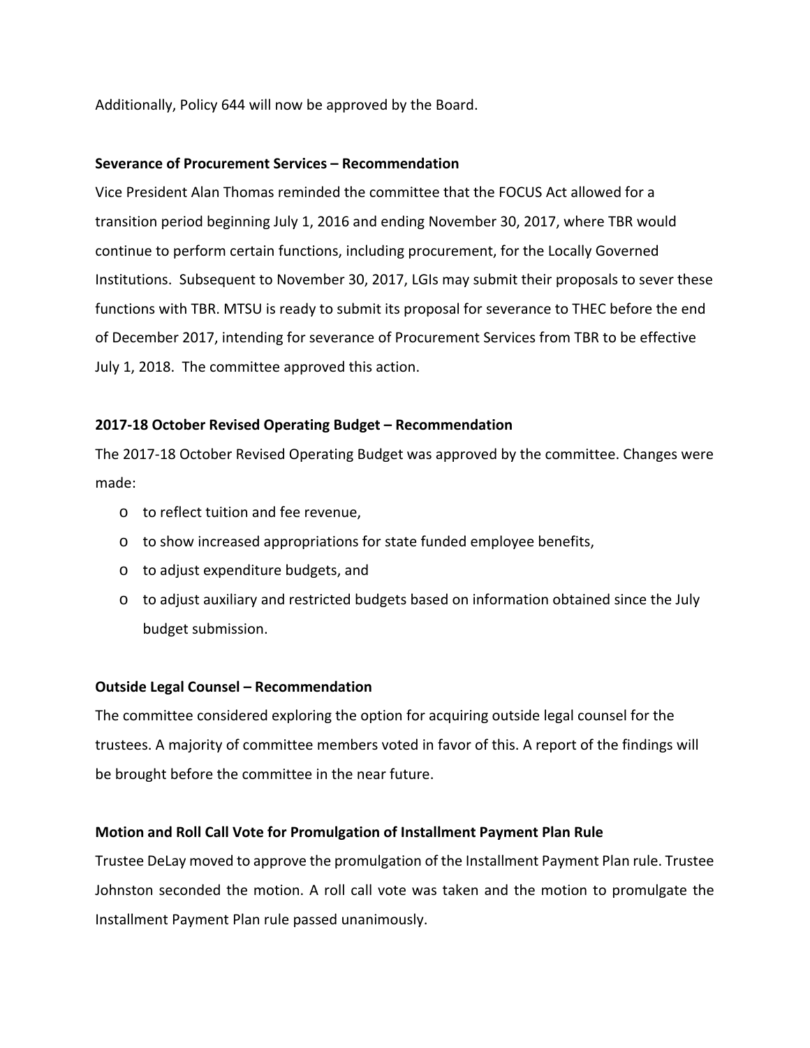Additionally, Policy 644 will now be approved by the Board.

**Severance of Procurement Services – Recommendation**

Vice President Alan Thomas reminded the committee that the FOCUS Act allowed for a transition period beginning July 1, 2016 and ending November 30, 2017, where TBR would continue to perform certain functions, including procurement, for the Locally Governed Institutions. Subsequent to November 30, 2017, LGIs may submit their proposals to sever these functions with TBR. MTSU is ready to submit its proposal for severance to THEC before the end of December 2017, intending for severance of Procurement Services from TBR to be effective July 1, 2018. The committee approved this action.

**2017-18 October Revised Operating Budget – Recommendation**

The 2017-18 October Revised Operating Budget was approved by the committee. Changes were made:

- to reflect tuition and fee revenue,
- to show increased appropriations for state funded employee benefits,
- to adjust expenditure budgets, and
- to adjust auxiliary and restricted budgets based on information obtained since the July budget submission.

**Outside Legal Counsel – Recommendation**

The committee considered exploring the option for acquiring outside legal counsel for the trustees. A majority of committee members voted in favor of this. A report of the findings will be brought before the committee in the near future.

**Motion and Roll Call Vote for Promulgation of Installment Payment Plan Rule**

Trustee DeLay moved to approve the promulgation of the Installment Payment Plan rule. Trustee Johnston seconded the motion. A roll call vote was taken and the motion to promulgate the Installment Payment Plan rule passed unanimously.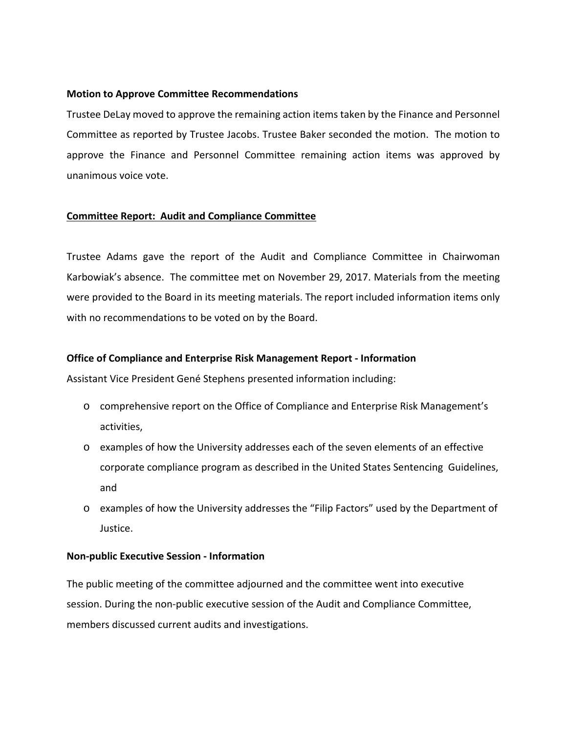**Motion to Approve Committee Recommendations**

Trustee DeLay moved to approve the remaining action items taken by the Finance and Personnel Committee as reported by Trustee Jacobs. Trustee Baker seconded the motion. The motion to approve the Finance and Personnel Committee remaining action items was approved by unanimous voice vote.

**Committee Report: Audit and Compliance Committee**

Trustee Adams gave the report of the Audit and Compliance Committee in Chairwoman Karbowiak's absence. The committee met on November 29, 2017. Materials from the meeting were provided to the Board in its meeting materials. The report included information items only with no recommendations to be voted on by the Board.

**Office of Compliance and Enterprise Risk Management Report - Information**

Assistant Vice President Gené Stephens presented information including:

- comprehensive report on the Office of Compliance and Enterprise Risk Management's activities,
- examples of how the University addresses each of the seven elements of an effective corporate compliance program as described in the United States Sentencing Guidelines, and
- examples of how the University addresses the "Filip Factors" used by the Department of Justice.

**Non-public Executive Session - Information**

The public meeting of the committee adjourned and the committee went into executive session. During the non-public executive session of the Audit and Compliance Committee, members discussed current audits and investigations.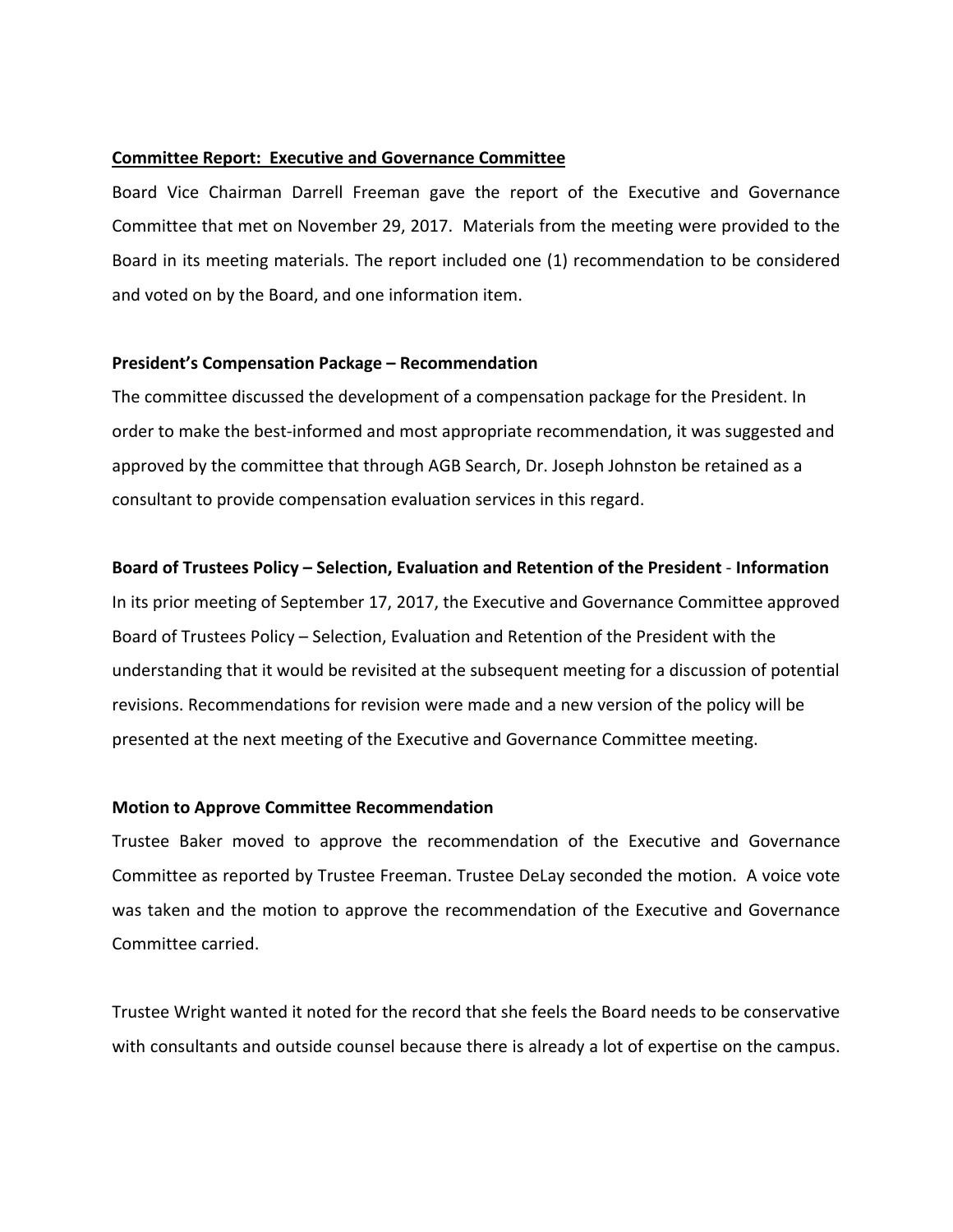**Committee Report: Executive and Governance Committee**

Board Vice Chairman Darrell Freeman gave the report of the Executive and Governance Committee that met on November 29, 2017. Materials from the meeting were provided to the Board in its meeting materials. The report included one (1) recommendation to be considered and voted on by the Board, and one information item.

**President's Compensation Package – Recommendation**

The committee discussed the development of a compensation package for the President. In order to make the best-informed and most appropriate recommendation, it was suggested and approved by the committee that through AGB Search, Dr. Joseph Johnston be retained as a consultant to provide compensation evaluation services in this regard.

**Board of Trustees Policy – Selection, Evaluation and Retention of the President - Information**

In its prior meeting of September 17, 2017, the Executive and Governance Committee approved Board of Trustees Policy – Selection, Evaluation and Retention of the President with the understanding that it would be revisited at the subsequent meeting for a discussion of potential revisions. Recommendations for revision were made and a new version of the policy will be presented at the next meeting of the Executive and Governance Committee meeting.

**Motion to Approve Committee Recommendation**

Trustee Baker moved to approve the recommendation of the Executive and Governance Committee as reported by Trustee Freeman. Trustee DeLay seconded the motion. A voice vote was taken and the motion to approve the recommendation of the Executive and Governance Committee carried.

Trustee Wright wanted it noted for the record that she feels the Board needs to be conservative with consultants and outside counsel because there is already a lot of expertise on the campus.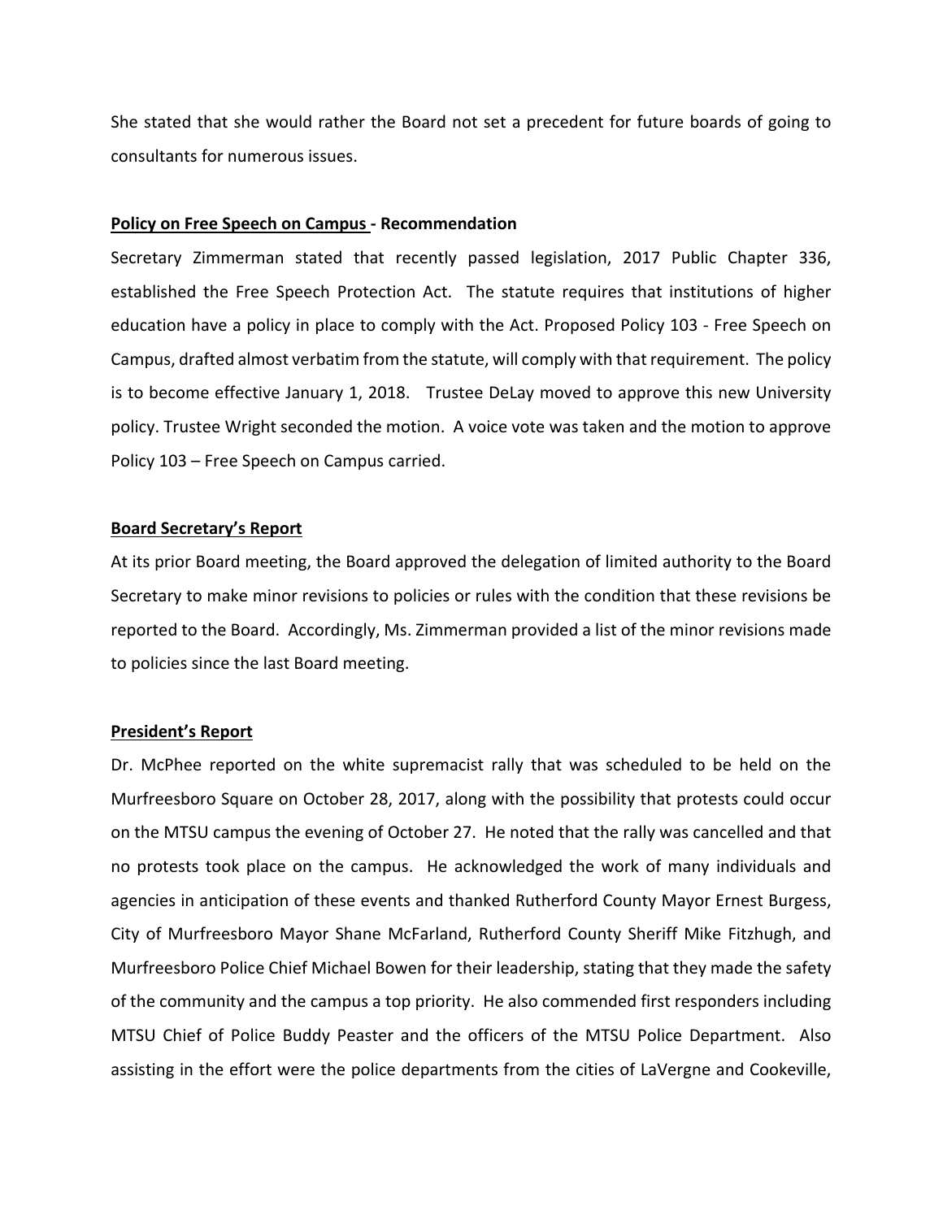She stated that she would rather the Board not set a precedent for future boards of going to consultants for numerous issues.

**Policy on Free Speech on Campus - Recommendation**

Secretary Zimmerman stated that recently passed legislation, 2017 Public Chapter 336, established the Free Speech Protection Act. The statute requires that institutions of higher education have a policy in place to comply with the Act. Proposed Policy 103 - Free Speech on Campus, drafted almost verbatim from the statute, will comply with that requirement. The policy is to become effective January 1, 2018. Trustee DeLay moved to approve this new University policy. Trustee Wright seconded the motion. A voice vote was taken and the motion to approve Policy 103 – Free Speech on Campus carried.

**Board Secretary's Report**

At its prior Board meeting, the Board approved the delegation of limited authority to the Board Secretary to make minor revisions to policies or rules with the condition that these revisions be reported to the Board. Accordingly, Ms. Zimmerman provided a list of the minor revisions made to policies since the last Board meeting.

**President's Report**

Dr. McPhee reported on the white supremacist rally that was scheduled to be held on the Murfreesboro Square on October 28, 2017, along with the possibility that protests could occur on the MTSU campus the evening of October 27. He noted that the rally was cancelled and that no protests took place on the campus. He acknowledged the work of many individuals and agencies in anticipation of these events and thanked Rutherford County Mayor Ernest Burgess, City of Murfreesboro Mayor Shane McFarland, Rutherford County Sheriff Mike Fitzhugh, and Murfreesboro Police Chief Michael Bowen for their leadership, stating that they made the safety of the community and the campus a top priority. He also commended first responders including MTSU Chief of Police Buddy Peaster and the officers of the MTSU Police Department. Also assisting in the effort were the police departments from the cities of LaVergne and Cookeville,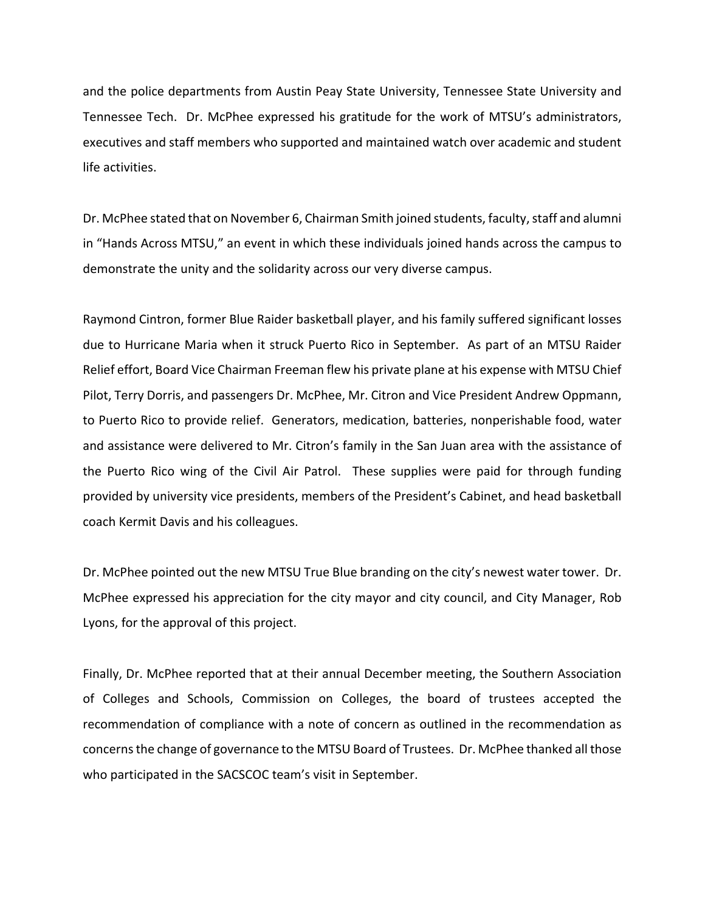and the police departments from Austin Peay State University, Tennessee State University and Tennessee Tech. Dr. McPhee expressed his gratitude for the work of MTSU's administrators, executives and staff members who supported and maintained watch over academic and student life activities.

Dr. McPhee stated that on November 6, Chairman Smith joined students, faculty, staff and alumni in "Hands Across MTSU," an event in which these individuals joined hands across the campus to demonstrate the unity and the solidarity across our very diverse campus.

Raymond Cintron, former Blue Raider basketball player, and his family suffered significant losses due to Hurricane Maria when it struck Puerto Rico in September. As part of an MTSU Raider Relief effort, Board Vice Chairman Freeman flew his private plane at his expense with MTSU Chief Pilot, Terry Dorris, and passengers Dr. McPhee, Mr. Citron and Vice President Andrew Oppmann, to Puerto Rico to provide relief. Generators, medication, batteries, nonperishable food, water and assistance were delivered to Mr. Citron's family in the San Juan area with the assistance of the Puerto Rico wing of the Civil Air Patrol. These supplies were paid for through funding provided by university vice presidents, members of the President's Cabinet, and head basketball coach Kermit Davis and his colleagues.

Dr. McPhee pointed out the new MTSU True Blue branding on the city's newest water tower. Dr. McPhee expressed his appreciation for the city mayor and city council, and City Manager, Rob Lyons, for the approval of this project.

Finally, Dr. McPhee reported that at their annual December meeting, the Southern Association of Colleges and Schools, Commission on Colleges, the board of trustees accepted the recommendation of compliance with a note of concern as outlined in the recommendation as concerns the change of governance to the MTSU Board of Trustees. Dr. McPhee thanked all those who participated in the SACSCOC team's visit in September.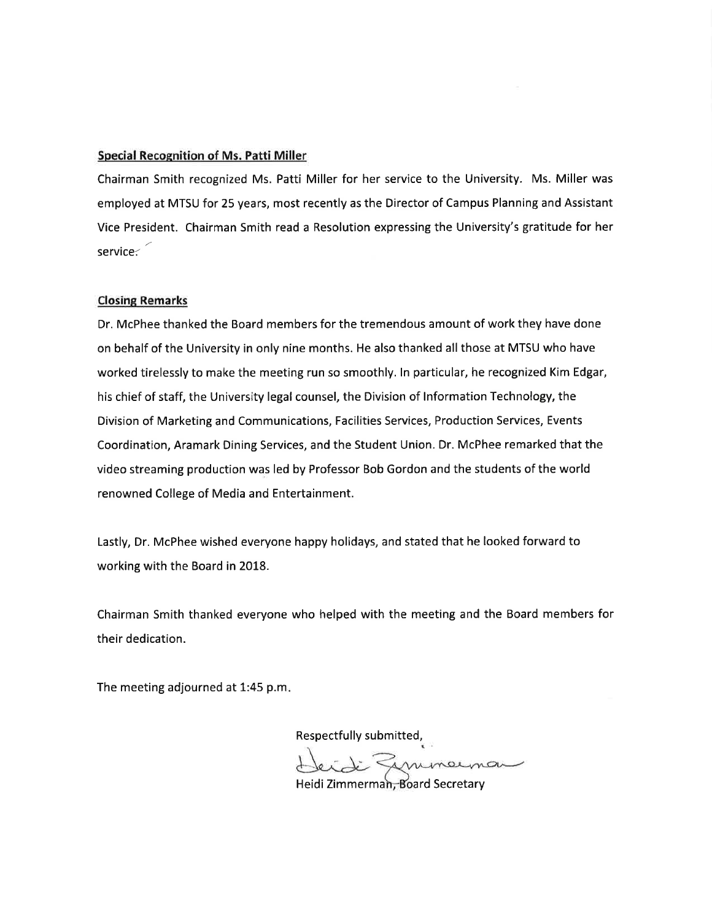## Special Recognition of Ms. Patti Miller

Chairman Smith recognized Ms. Patti Miller for her service to the University. Ms. Miller was employed at MTSU for 25 years, most recently as the Director of Campus Planning and Assistant Vice President. Chairman Smith read a Resolution expressing the University's gratitude for her service.

## Closing Remarks

Dr. McPhee thanked the Board members for the tremendous amount of work they have done on behalf of the University in only nine months. He also thanked all those at MTSU who have worked tirelessly to make the meeting run so smoothly. In particular, he recognized Kim Edgar, his chief of staff, the University legal counsel, the Division of Information Technology, the Division of Marketing and Communications, Facilities Services, Production Services, Events Coordination, Aramark Dining Services, and the Student Union. Dr. McPhee remarked that the video streaming production was led by Professor Bob Gordon and the students of the world renowned College of Media and Entertainment.

Lastly, Dr. McPhee wished everyone happy holidays, and stated that he looked forward to working with the Board in 2018.

Chairman Smith thanked everyone who helped with the meeting and the Board members for their dedication.

The meeting adjourned at 1:45 p.m.

Respectfully submitted,

Heidi Zimmerman, Board Secretary